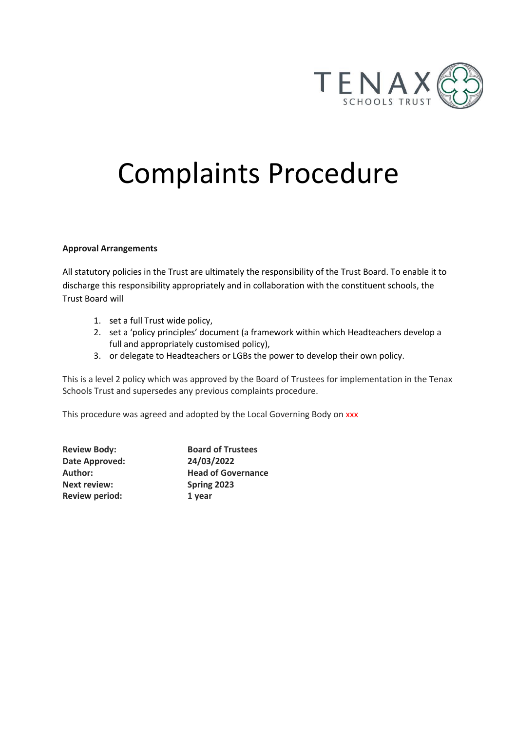TENAX SCHOOLS TRUST

# Complaints Procedure

**Approval Arrangements**

All statutory policies in the Trust are ultimately the responsibility of the Trust Board. To enable it to discharge this responsibility appropriately and in collaboration with the constituent schools, the Trust Board will

1. set a full Trust wide policy,
2. set a 'policy principles' document (a framework within which Headteachers develop a full and appropriately customised policy),
3. or delegate to Headteachers or LGBs the power to develop their own policy.

This is a level 2 policy which was approved by the Board of Trustees for implementation in the Tenax Schools Trust and supersedes any previous complaints procedure.

This procedure was agreed and adopted by the Local Governing Body on xxx

| | |
|---|---|
| **Review Body:** | **Board of Trustees** |
| **Date Approved:** | **24/03/2022** |
| **Author:** | **Head of Governance** |
| **Next review:** | **Spring 2023** |
| **Review period:** | **1 year** |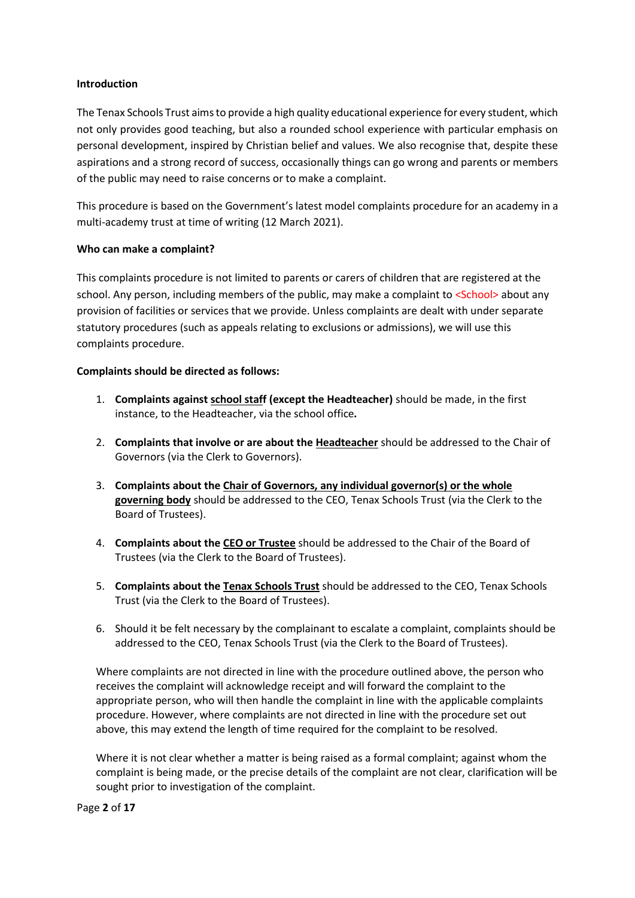**Introduction**

The Tenax Schools Trust aims to provide a high quality educational experience for every student, which not only provides good teaching, but also a rounded school experience with particular emphasis on personal development, inspired by Christian belief and values. We also recognise that, despite these aspirations and a strong record of success, occasionally things can go wrong and parents or members of the public may need to raise concerns or to make a complaint.

This procedure is based on the Government's latest model complaints procedure for an academy in a multi-academy trust at time of writing (12 March 2021).

**Who can make a complaint?**

This complaints procedure is not limited to parents or carers of children that are registered at the school. Any person, including members of the public, may make a complaint to <School> about any provision of facilities or services that we provide. Unless complaints are dealt with under separate statutory procedures (such as appeals relating to exclusions or admissions), we will use this complaints procedure.

**Complaints should be directed as follows:**

1. **Complaints against school staff (except the Headteacher)** should be made, in the first instance, to the Headteacher, via the school office**.**
2. **Complaints that involve or are about the Headteacher** should be addressed to the Chair of Governors (via the Clerk to Governors).
3. **Complaints about the Chair of Governors, any individual governor(s) or the whole governing body** should be addressed to the CEO, Tenax Schools Trust (via the Clerk to the Board of Trustees).
4. **Complaints about the CEO or Trustee** should be addressed to the Chair of the Board of Trustees (via the Clerk to the Board of Trustees).
5. **Complaints about the Tenax Schools Trust** should be addressed to the CEO, Tenax Schools Trust (via the Clerk to the Board of Trustees).
6. Should it be felt necessary by the complainant to escalate a complaint, complaints should be addressed to the CEO, Tenax Schools Trust (via the Clerk to the Board of Trustees).

Where complaints are not directed in line with the procedure outlined above, the person who receives the complaint will acknowledge receipt and will forward the complaint to the appropriate person, who will then handle the complaint in line with the applicable complaints procedure. However, where complaints are not directed in line with the procedure set out above, this may extend the length of time required for the complaint to be resolved.

Where it is not clear whether a matter is being raised as a formal complaint; against whom the complaint is being made, or the precise details of the complaint are not clear, clarification will be sought prior to investigation of the complaint.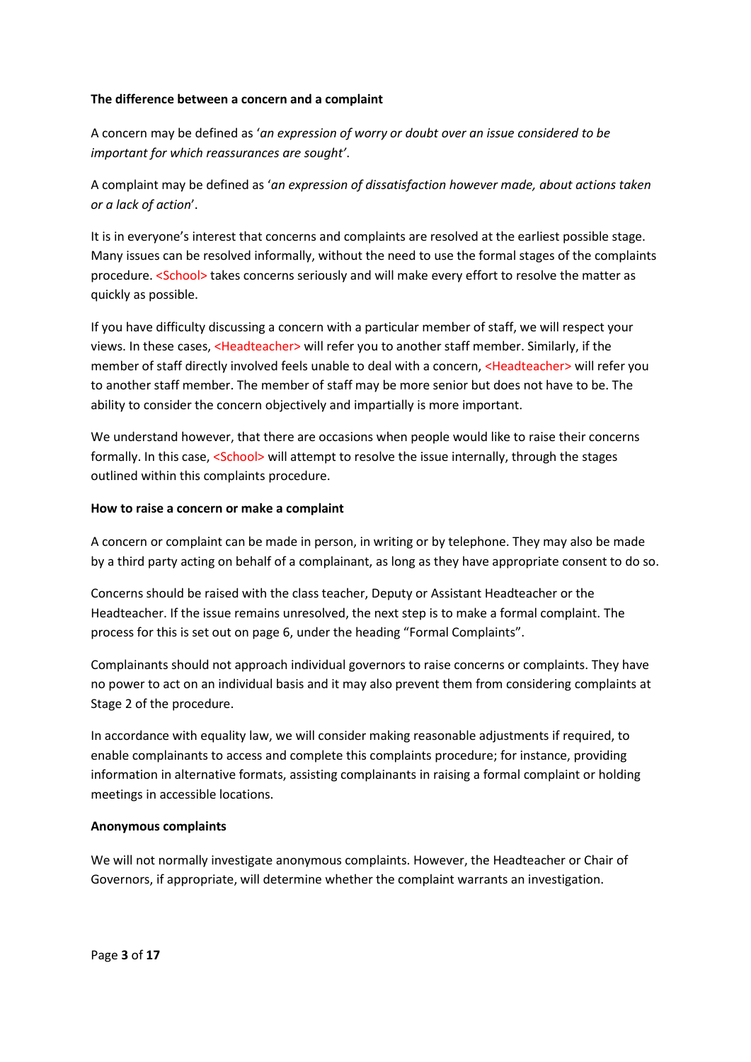**The difference between a concern and a complaint**

A concern may be defined as '*an expression of worry or doubt over an issue considered to be important for which reassurances are sought'*.

A complaint may be defined as '*an expression of dissatisfaction however made, about actions taken or a lack of action*'.

It is in everyone's interest that concerns and complaints are resolved at the earliest possible stage. Many issues can be resolved informally, without the need to use the formal stages of the complaints procedure. <School> takes concerns seriously and will make every effort to resolve the matter as quickly as possible.

If you have difficulty discussing a concern with a particular member of staff, we will respect your views. In these cases, <Headteacher> will refer you to another staff member. Similarly, if the member of staff directly involved feels unable to deal with a concern, <Headteacher> will refer you to another staff member. The member of staff may be more senior but does not have to be. The ability to consider the concern objectively and impartially is more important.

We understand however, that there are occasions when people would like to raise their concerns formally. In this case, <School> will attempt to resolve the issue internally, through the stages outlined within this complaints procedure.

**How to raise a concern or make a complaint**

A concern or complaint can be made in person, in writing or by telephone. They may also be made by a third party acting on behalf of a complainant, as long as they have appropriate consent to do so.

Concerns should be raised with the class teacher, Deputy or Assistant Headteacher or the Headteacher. If the issue remains unresolved, the next step is to make a formal complaint. The process for this is set out on page 6, under the heading "Formal Complaints".

Complainants should not approach individual governors to raise concerns or complaints. They have no power to act on an individual basis and it may also prevent them from considering complaints at Stage 2 of the procedure.

In accordance with equality law, we will consider making reasonable adjustments if required, to enable complainants to access and complete this complaints procedure; for instance, providing information in alternative formats, assisting complainants in raising a formal complaint or holding meetings in accessible locations.

**Anonymous complaints**

We will not normally investigate anonymous complaints. However, the Headteacher or Chair of Governors, if appropriate, will determine whether the complaint warrants an investigation.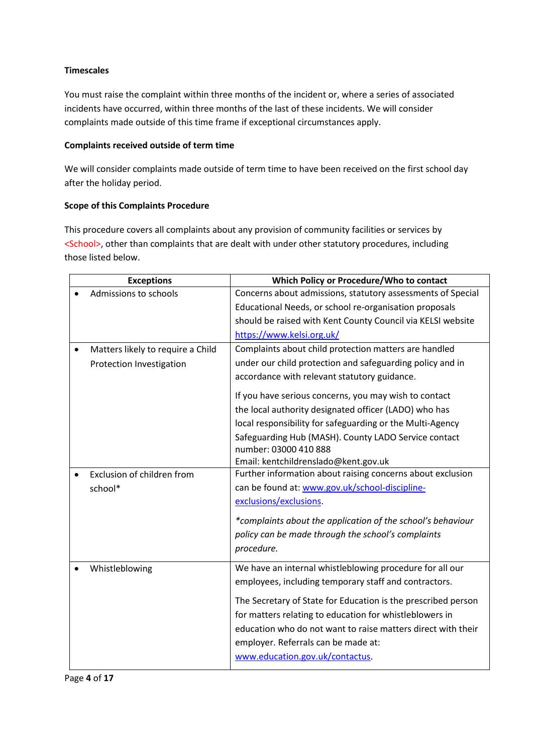**Timescales**

You must raise the complaint within three months of the incident or, where a series of associated incidents have occurred, within three months of the last of these incidents. We will consider complaints made outside of this time frame if exceptional circumstances apply.

**Complaints received outside of term time**

We will consider complaints made outside of term time to have been received on the first school day after the holiday period.

**Scope of this Complaints Procedure**

This procedure covers all complaints about any provision of community facilities or services by <School>, other than complaints that are dealt with under other statutory procedures, including those listed below.

| Exceptions | Which Policy or Procedure/Who to contact |
| --- | --- |
| • Admissions to schools | Concerns about admissions, statutory assessments of Special Educational Needs, or school re-organisation proposals should be raised with Kent County Council via KELSI website https://www.kelsi.org.uk/ |
| • Matters likely to require a Child Protection Investigation | Complaints about child protection matters are handled under our child protection and safeguarding policy and in accordance with relevant statutory guidance. <br><br> If you have serious concerns, you may wish to contact the local authority designated officer (LADO) who has local responsibility for safeguarding or the Multi-Agency Safeguarding Hub (MASH). County LADO Service contact number: 03000 410 888 <br> Email: kentchildrenslado@kent.gov.uk |
| • Exclusion of children from school* | Further information about raising concerns about exclusion can be found at: www.gov.uk/school-discipline-exclusions/exclusions. <br><br> *\*complaints about the application of the school's behaviour policy can be made through the school's complaints procedure.* |
| • Whistleblowing | We have an internal whistleblowing procedure for all our employees, including temporary staff and contractors. <br><br> The Secretary of State for Education is the prescribed person for matters relating to education for whistleblowers in education who do not want to raise matters direct with their employer. Referrals can be made at: www.education.gov.uk/contactus. |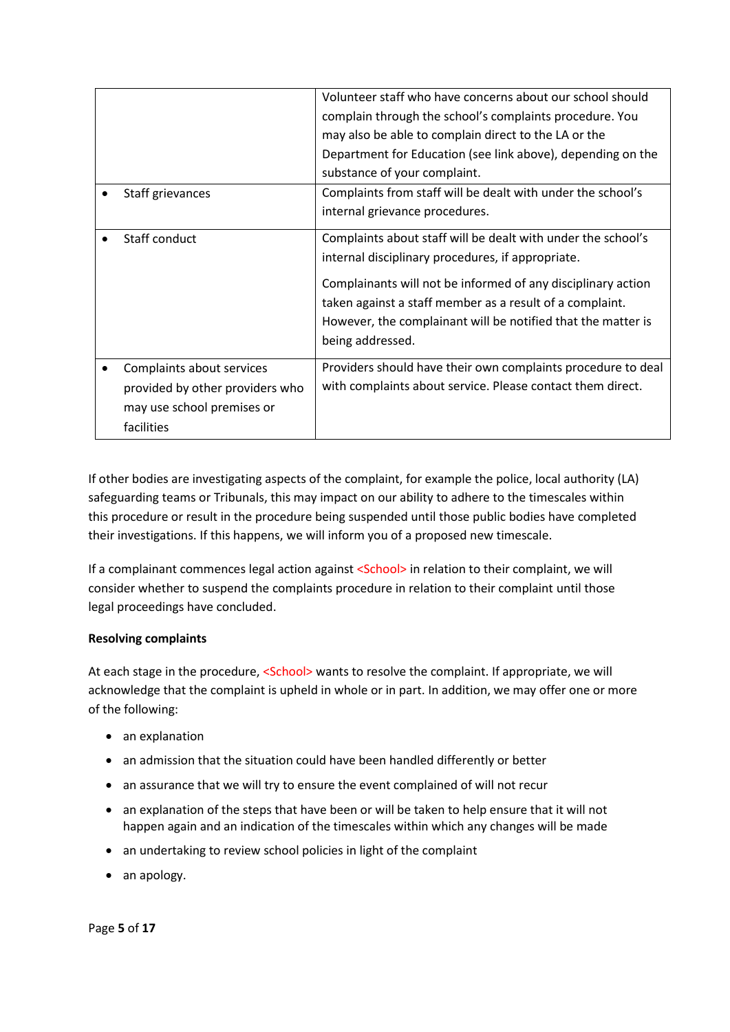| | |
|---|---|
| | Volunteer staff who have concerns about our school should complain through the school's complaints procedure. You may also be able to complain direct to the LA or the Department for Education (see link above), depending on the substance of your complaint. |
| • Staff grievances | Complaints from staff will be dealt with under the school's internal grievance procedures. |
| • Staff conduct | Complaints about staff will be dealt with under the school's internal disciplinary procedures, if appropriate.<br><br>Complainants will not be informed of any disciplinary action taken against a staff member as a result of a complaint. However, the complainant will be notified that the matter is being addressed. |
| • Complaints about services provided by other providers who may use school premises or facilities | Providers should have their own complaints procedure to deal with complaints about service. Please contact them direct. |

If other bodies are investigating aspects of the complaint, for example the police, local authority (LA) safeguarding teams or Tribunals, this may impact on our ability to adhere to the timescales within this procedure or result in the procedure being suspended until those public bodies have completed their investigations. If this happens, we will inform you of a proposed new timescale.

If a complainant commences legal action against <School> in relation to their complaint, we will consider whether to suspend the complaints procedure in relation to their complaint until those legal proceedings have concluded.

**Resolving complaints**

At each stage in the procedure, <School> wants to resolve the complaint. If appropriate, we will acknowledge that the complaint is upheld in whole or in part. In addition, we may offer one or more of the following:

- an explanation
- an admission that the situation could have been handled differently or better
- an assurance that we will try to ensure the event complained of will not recur
- an explanation of the steps that have been or will be taken to help ensure that it will not happen again and an indication of the timescales within which any changes will be made
- an undertaking to review school policies in light of the complaint
- an apology.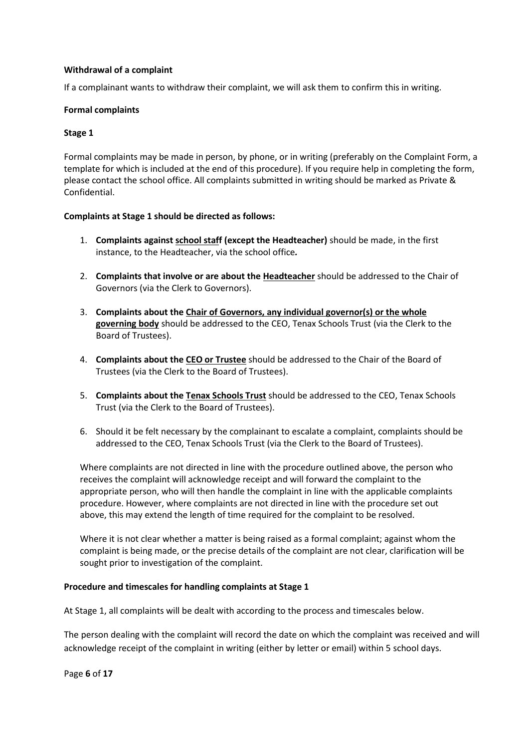**Withdrawal of a complaint**

If a complainant wants to withdraw their complaint, we will ask them to confirm this in writing.

**Formal complaints**

**Stage 1**

Formal complaints may be made in person, by phone, or in writing (preferably on the Complaint Form, a template for which is included at the end of this procedure). If you require help in completing the form, please contact the school office. All complaints submitted in writing should be marked as Private & Confidential.

**Complaints at Stage 1 should be directed as follows:**

1. **Complaints against <u>school staff</u> (except the Headteacher)** should be made, in the first instance, to the Headteacher, via the school office**.**
2. **Complaints that involve or are about the <u>Headteacher</u>** should be addressed to the Chair of Governors (via the Clerk to Governors).
3. **Complaints about the <u>Chair of Governors, any individual governor(s) or the whole governing body</u>** should be addressed to the CEO, Tenax Schools Trust (via the Clerk to the Board of Trustees).
4. **Complaints about the <u>CEO or Trustee</u>** should be addressed to the Chair of the Board of Trustees (via the Clerk to the Board of Trustees).
5. **Complaints about the <u>Tenax Schools Trust</u>** should be addressed to the CEO, Tenax Schools Trust (via the Clerk to the Board of Trustees).
6. Should it be felt necessary by the complainant to escalate a complaint, complaints should be addressed to the CEO, Tenax Schools Trust (via the Clerk to the Board of Trustees).

Where complaints are not directed in line with the procedure outlined above, the person who receives the complaint will acknowledge receipt and will forward the complaint to the appropriate person, who will then handle the complaint in line with the applicable complaints procedure. However, where complaints are not directed in line with the procedure set out above, this may extend the length of time required for the complaint to be resolved.

Where it is not clear whether a matter is being raised as a formal complaint; against whom the complaint is being made, or the precise details of the complaint are not clear, clarification will be sought prior to investigation of the complaint.

**Procedure and timescales for handling complaints at Stage 1**

At Stage 1, all complaints will be dealt with according to the process and timescales below.

The person dealing with the complaint will record the date on which the complaint was received and will acknowledge receipt of the complaint in writing (either by letter or email) within 5 school days.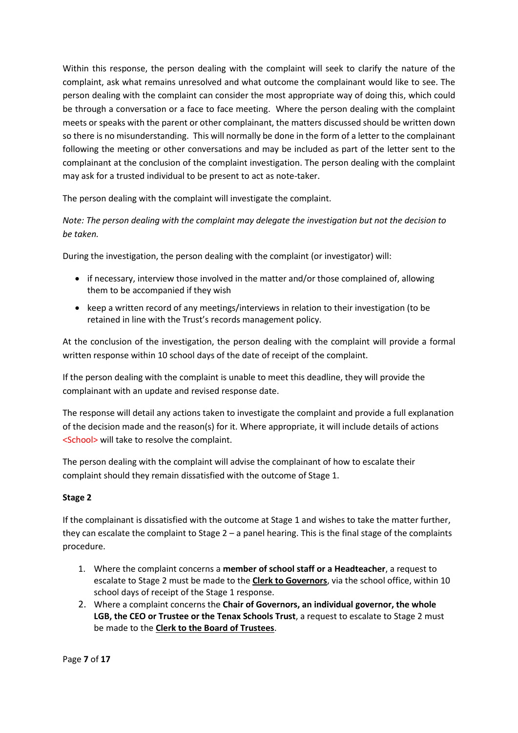Within this response, the person dealing with the complaint will seek to clarify the nature of the complaint, ask what remains unresolved and what outcome the complainant would like to see. The person dealing with the complaint can consider the most appropriate way of doing this, which could be through a conversation or a face to face meeting. Where the person dealing with the complaint meets or speaks with the parent or other complainant, the matters discussed should be written down so there is no misunderstanding. This will normally be done in the form of a letter to the complainant following the meeting or other conversations and may be included as part of the letter sent to the complainant at the conclusion of the complaint investigation. The person dealing with the complaint may ask for a trusted individual to be present to act as note-taker.

The person dealing with the complaint will investigate the complaint.

*Note: The person dealing with the complaint may delegate the investigation but not the decision to be taken.*

During the investigation, the person dealing with the complaint (or investigator) will:

- if necessary, interview those involved in the matter and/or those complained of, allowing them to be accompanied if they wish
- keep a written record of any meetings/interviews in relation to their investigation (to be retained in line with the Trust's records management policy.

At the conclusion of the investigation, the person dealing with the complaint will provide a formal written response within 10 school days of the date of receipt of the complaint.

If the person dealing with the complaint is unable to meet this deadline, they will provide the complainant with an update and revised response date.

The response will detail any actions taken to investigate the complaint and provide a full explanation of the decision made and the reason(s) for it. Where appropriate, it will include details of actions <School> will take to resolve the complaint.

The person dealing with the complaint will advise the complainant of how to escalate their complaint should they remain dissatisfied with the outcome of Stage 1.

**Stage 2**

If the complainant is dissatisfied with the outcome at Stage 1 and wishes to take the matter further, they can escalate the complaint to Stage 2 – a panel hearing. This is the final stage of the complaints procedure.

1. Where the complaint concerns a **member of school staff or a Headteacher**, a request to escalate to Stage 2 must be made to the **Clerk to Governors**, via the school office, within 10 school days of receipt of the Stage 1 response.
2. Where a complaint concerns the **Chair of Governors, an individual governor, the whole LGB, the CEO or Trustee or the Tenax Schools Trust**, a request to escalate to Stage 2 must be made to the **Clerk to the Board of Trustees**.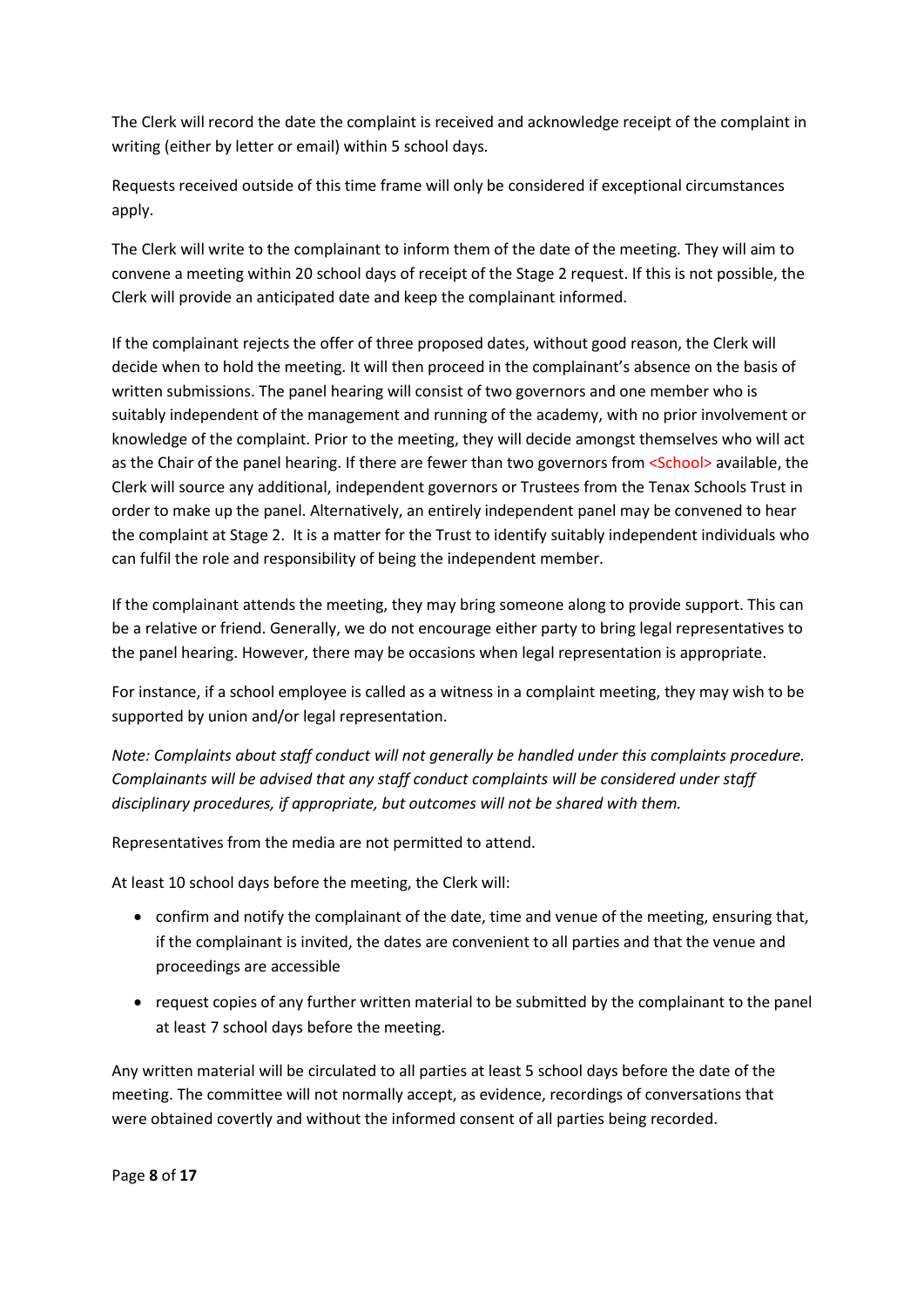The Clerk will record the date the complaint is received and acknowledge receipt of the complaint in writing (either by letter or email) within 5 school days.

Requests received outside of this time frame will only be considered if exceptional circumstances apply.

The Clerk will write to the complainant to inform them of the date of the meeting. They will aim to convene a meeting within 20 school days of receipt of the Stage 2 request. If this is not possible, the Clerk will provide an anticipated date and keep the complainant informed.

If the complainant rejects the offer of three proposed dates, without good reason, the Clerk will decide when to hold the meeting. It will then proceed in the complainant's absence on the basis of written submissions. The panel hearing will consist of two governors and one member who is suitably independent of the management and running of the academy, with no prior involvement or knowledge of the complaint. Prior to the meeting, they will decide amongst themselves who will act as the Chair of the panel hearing. If there are fewer than two governors from <School> available, the Clerk will source any additional, independent governors or Trustees from the Tenax Schools Trust in order to make up the panel. Alternatively, an entirely independent panel may be convened to hear the complaint at Stage 2. It is a matter for the Trust to identify suitably independent individuals who can fulfil the role and responsibility of being the independent member.

If the complainant attends the meeting, they may bring someone along to provide support. This can be a relative or friend. Generally, we do not encourage either party to bring legal representatives to the panel hearing. However, there may be occasions when legal representation is appropriate.

For instance, if a school employee is called as a witness in a complaint meeting, they may wish to be supported by union and/or legal representation.

*Note: Complaints about staff conduct will not generally be handled under this complaints procedure. Complainants will be advised that any staff conduct complaints will be considered under staff disciplinary procedures, if appropriate, but outcomes will not be shared with them.*

Representatives from the media are not permitted to attend.

At least 10 school days before the meeting, the Clerk will:

- confirm and notify the complainant of the date, time and venue of the meeting, ensuring that, if the complainant is invited, the dates are convenient to all parties and that the venue and proceedings are accessible
- request copies of any further written material to be submitted by the complainant to the panel at least 7 school days before the meeting.

Any written material will be circulated to all parties at least 5 school days before the date of the meeting. The committee will not normally accept, as evidence, recordings of conversations that were obtained covertly and without the informed consent of all parties being recorded.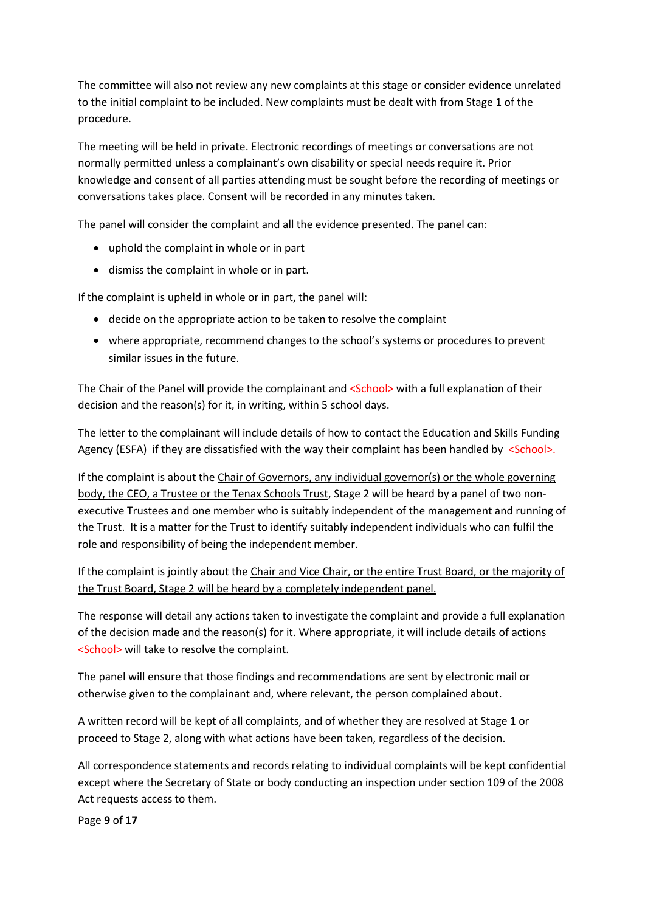The committee will also not review any new complaints at this stage or consider evidence unrelated to the initial complaint to be included. New complaints must be dealt with from Stage 1 of the procedure.

The meeting will be held in private. Electronic recordings of meetings or conversations are not normally permitted unless a complainant's own disability or special needs require it. Prior knowledge and consent of all parties attending must be sought before the recording of meetings or conversations takes place. Consent will be recorded in any minutes taken.

The panel will consider the complaint and all the evidence presented. The panel can:

- uphold the complaint in whole or in part
- dismiss the complaint in whole or in part.

If the complaint is upheld in whole or in part, the panel will:

- decide on the appropriate action to be taken to resolve the complaint
- where appropriate, recommend changes to the school's systems or procedures to prevent similar issues in the future.

The Chair of the Panel will provide the complainant and <School> with a full explanation of their decision and the reason(s) for it, in writing, within 5 school days.

The letter to the complainant will include details of how to contact the Education and Skills Funding Agency (ESFA) if they are dissatisfied with the way their complaint has been handled by <School>.

If the complaint is about the Chair of Governors, any individual governor(s) or the whole governing body, the CEO, a Trustee or the Tenax Schools Trust, Stage 2 will be heard by a panel of two non-executive Trustees and one member who is suitably independent of the management and running of the Trust. It is a matter for the Trust to identify suitably independent individuals who can fulfil the role and responsibility of being the independent member.

If the complaint is jointly about the Chair and Vice Chair, or the entire Trust Board, or the majority of the Trust Board, Stage 2 will be heard by a completely independent panel.

The response will detail any actions taken to investigate the complaint and provide a full explanation of the decision made and the reason(s) for it. Where appropriate, it will include details of actions <School> will take to resolve the complaint.

The panel will ensure that those findings and recommendations are sent by electronic mail or otherwise given to the complainant and, where relevant, the person complained about.

A written record will be kept of all complaints, and of whether they are resolved at Stage 1 or proceed to Stage 2, along with what actions have been taken, regardless of the decision.

All correspondence statements and records relating to individual complaints will be kept confidential except where the Secretary of State or body conducting an inspection under section 109 of the 2008 Act requests access to them.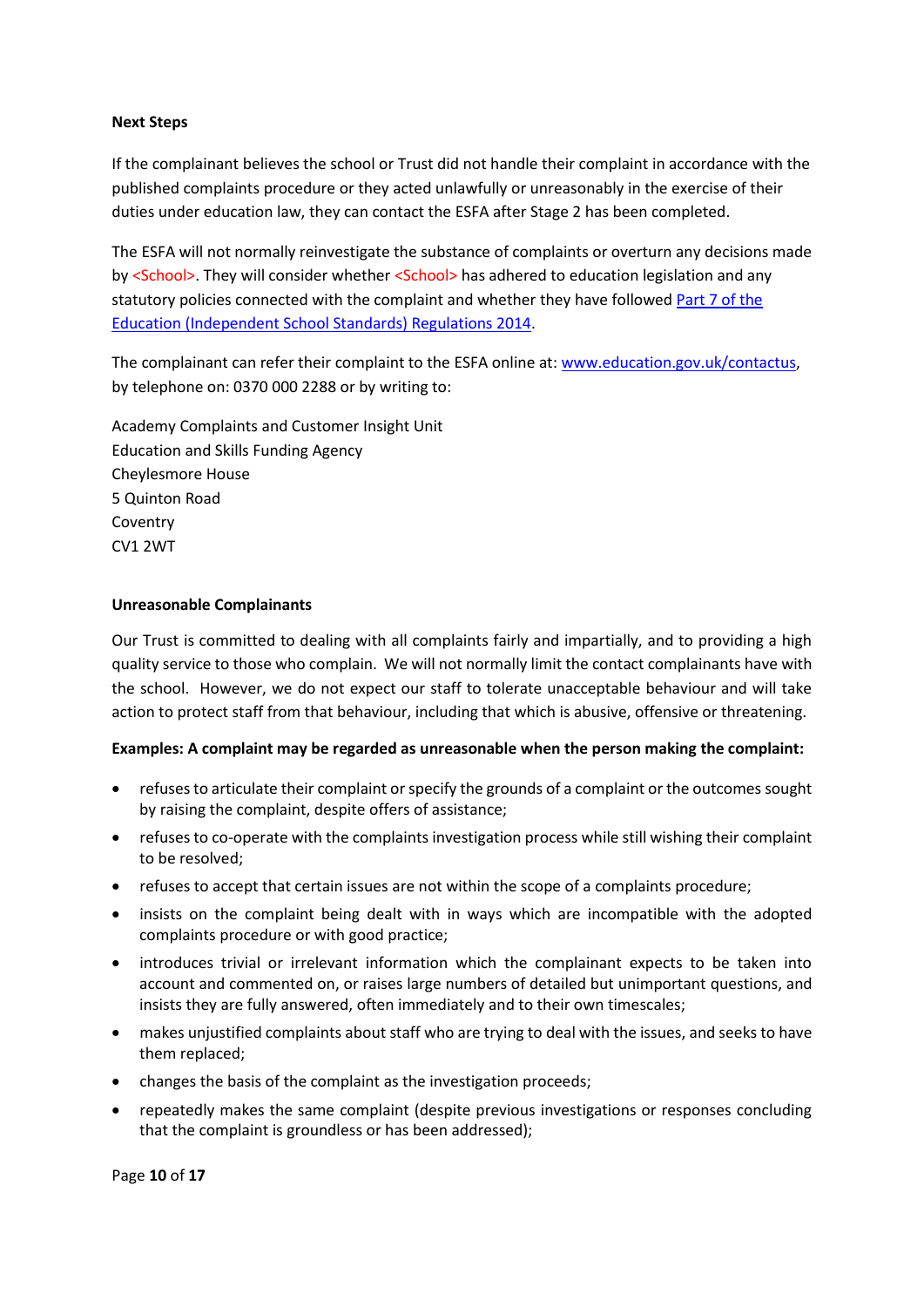**Next Steps**

If the complainant believes the school or Trust did not handle their complaint in accordance with the published complaints procedure or they acted unlawfully or unreasonably in the exercise of their duties under education law, they can contact the ESFA after Stage 2 has been completed.

The ESFA will not normally reinvestigate the substance of complaints or overturn any decisions made by <School>. They will consider whether <School> has adhered to education legislation and any statutory policies connected with the complaint and whether they have followed Part 7 of the Education (Independent School Standards) Regulations 2014.

The complainant can refer their complaint to the ESFA online at: www.education.gov.uk/contactus, by telephone on: 0370 000 2288 or by writing to:

Academy Complaints and Customer Insight Unit
Education and Skills Funding Agency
Cheylesmore House
5 Quinton Road
Coventry
CV1 2WT

**Unreasonable Complainants**

Our Trust is committed to dealing with all complaints fairly and impartially, and to providing a high quality service to those who complain. We will not normally limit the contact complainants have with the school. However, we do not expect our staff to tolerate unacceptable behaviour and will take action to protect staff from that behaviour, including that which is abusive, offensive or threatening.

**Examples: A complaint may be regarded as unreasonable when the person making the complaint:**

- refuses to articulate their complaint or specify the grounds of a complaint or the outcomes sought by raising the complaint, despite offers of assistance;
- refuses to co-operate with the complaints investigation process while still wishing their complaint to be resolved;
- refuses to accept that certain issues are not within the scope of a complaints procedure;
- insists on the complaint being dealt with in ways which are incompatible with the adopted complaints procedure or with good practice;
- introduces trivial or irrelevant information which the complainant expects to be taken into account and commented on, or raises large numbers of detailed but unimportant questions, and insists they are fully answered, often immediately and to their own timescales;
- makes unjustified complaints about staff who are trying to deal with the issues, and seeks to have them replaced;
- changes the basis of the complaint as the investigation proceeds;
- repeatedly makes the same complaint (despite previous investigations or responses concluding that the complaint is groundless or has been addressed);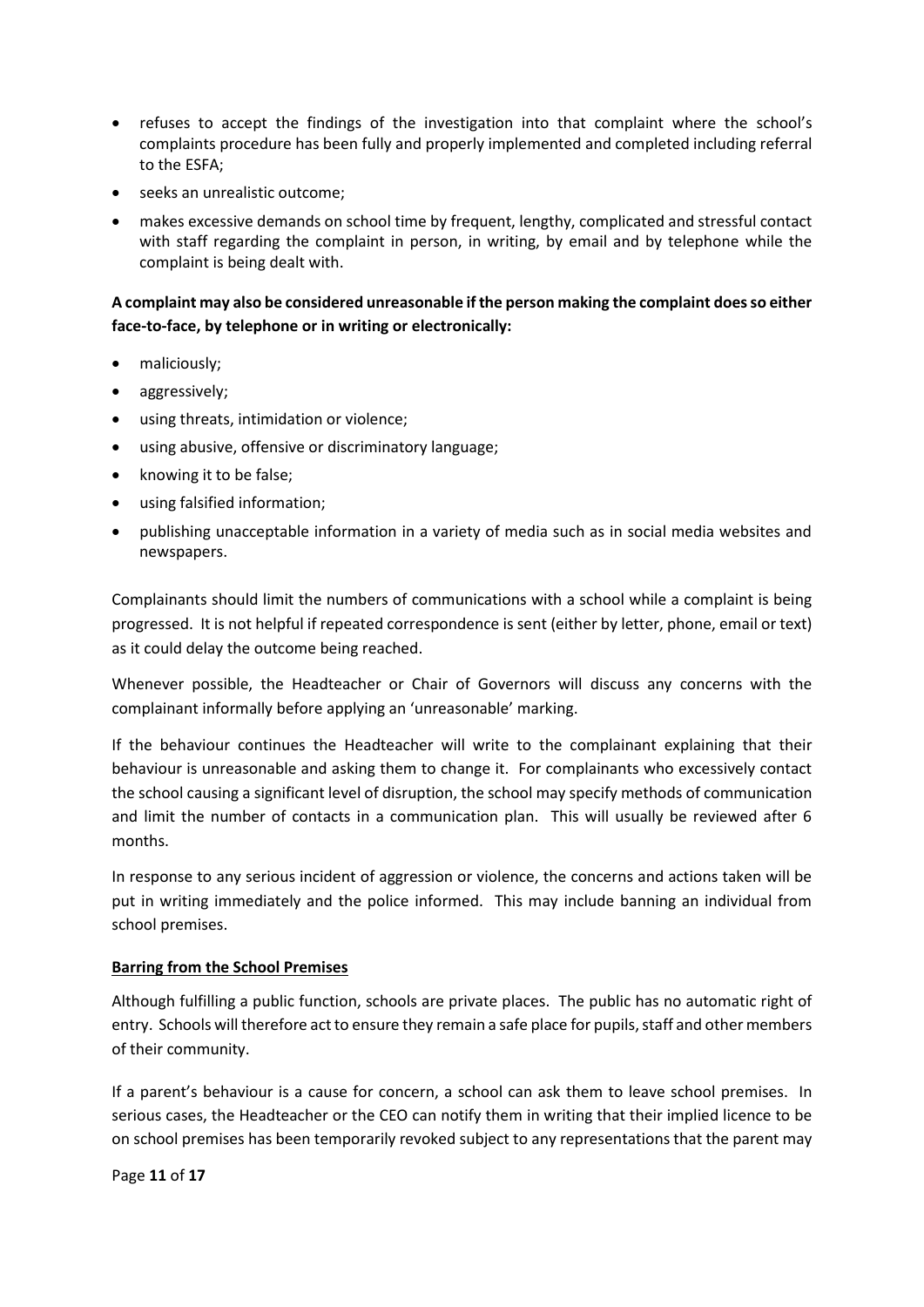- refuses to accept the findings of the investigation into that complaint where the school's complaints procedure has been fully and properly implemented and completed including referral to the ESFA;
- seeks an unrealistic outcome;
- makes excessive demands on school time by frequent, lengthy, complicated and stressful contact with staff regarding the complaint in person, in writing, by email and by telephone while the complaint is being dealt with.

**A complaint may also be considered unreasonable if the person making the complaint does so either face-to-face, by telephone or in writing or electronically:**

- maliciously;
- aggressively;
- using threats, intimidation or violence;
- using abusive, offensive or discriminatory language;
- knowing it to be false;
- using falsified information;
- publishing unacceptable information in a variety of media such as in social media websites and newspapers.

Complainants should limit the numbers of communications with a school while a complaint is being progressed. It is not helpful if repeated correspondence is sent (either by letter, phone, email or text) as it could delay the outcome being reached.

Whenever possible, the Headteacher or Chair of Governors will discuss any concerns with the complainant informally before applying an 'unreasonable' marking.

If the behaviour continues the Headteacher will write to the complainant explaining that their behaviour is unreasonable and asking them to change it. For complainants who excessively contact the school causing a significant level of disruption, the school may specify methods of communication and limit the number of contacts in a communication plan. This will usually be reviewed after 6 months.

In response to any serious incident of aggression or violence, the concerns and actions taken will be put in writing immediately and the police informed. This may include banning an individual from school premises.

**Barring from the School Premises**

Although fulfilling a public function, schools are private places. The public has no automatic right of entry. Schools will therefore act to ensure they remain a safe place for pupils, staff and other members of their community.

If a parent's behaviour is a cause for concern, a school can ask them to leave school premises. In serious cases, the Headteacher or the CEO can notify them in writing that their implied licence to be on school premises has been temporarily revoked subject to any representations that the parent may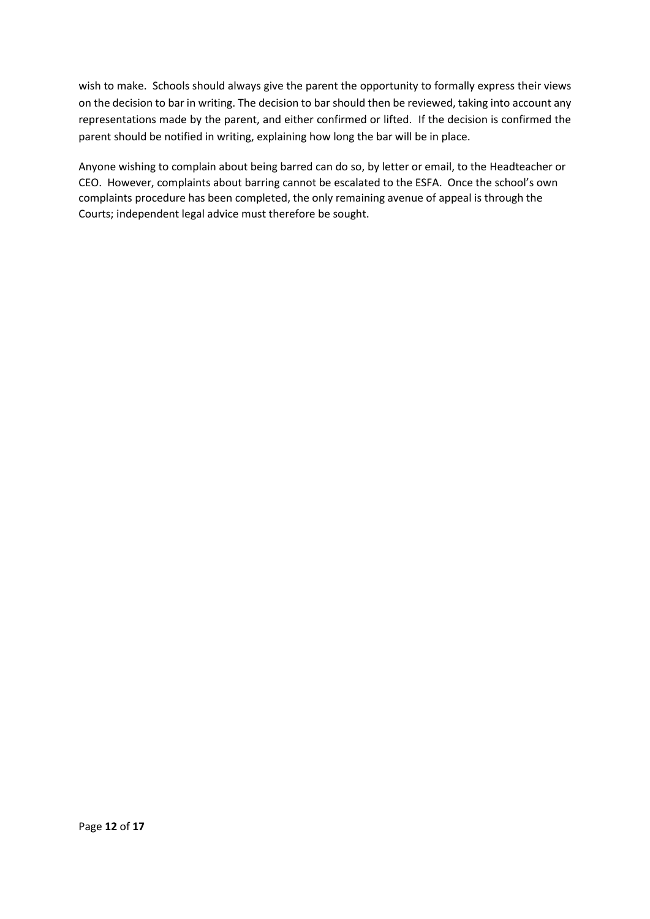wish to make. Schools should always give the parent the opportunity to formally express their views on the decision to bar in writing. The decision to bar should then be reviewed, taking into account any representations made by the parent, and either confirmed or lifted. If the decision is confirmed the parent should be notified in writing, explaining how long the bar will be in place.

Anyone wishing to complain about being barred can do so, by letter or email, to the Headteacher or CEO. However, complaints about barring cannot be escalated to the ESFA. Once the school's own complaints procedure has been completed, the only remaining avenue of appeal is through the Courts; independent legal advice must therefore be sought.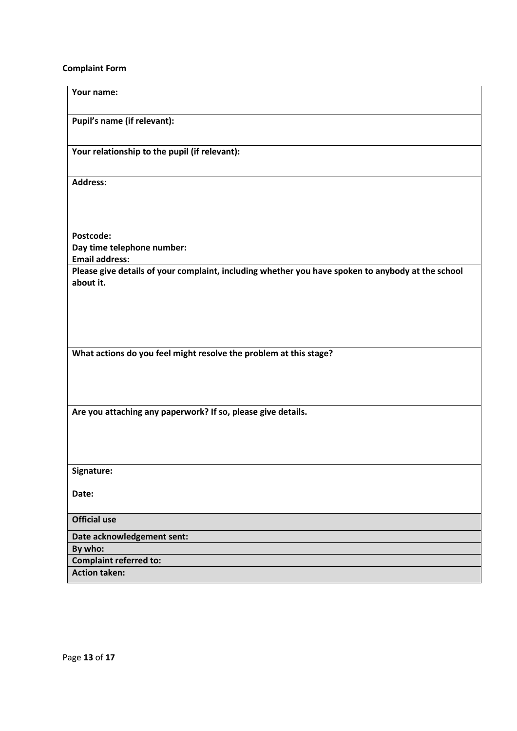**Complaint Form**

| Your name: |
|---|
| **Pupil's name (if relevant):** |
| **Your relationship to the pupil (if relevant):** |
| **Address:**<br><br><br><br>**Postcode:**<br>**Day time telephone number:**<br>**Email address:** |
| **Please give details of your complaint, including whether you have spoken to anybody at the school about it.** |
| **What actions do you feel might resolve the problem at this stage?** |
| **Are you attaching any paperwork? If so, please give details.** |
| **Signature:**<br><br>**Date:** |
| **Official use** |
| **Date acknowledgement sent:** |
| **By who:** |
| **Complaint referred to:** |
| **Action taken:** |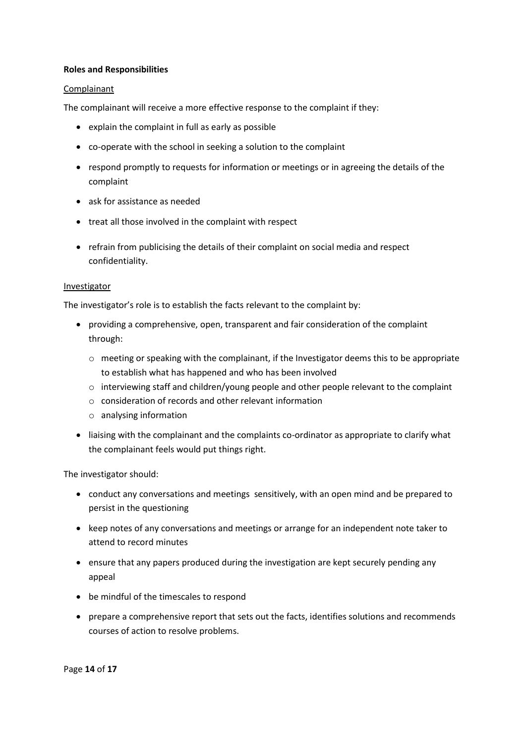**Roles and Responsibilities**

Complainant

The complainant will receive a more effective response to the complaint if they:

- explain the complaint in full as early as possible
- co-operate with the school in seeking a solution to the complaint
- respond promptly to requests for information or meetings or in agreeing the details of the complaint
- ask for assistance as needed
- treat all those involved in the complaint with respect
- refrain from publicising the details of their complaint on social media and respect confidentiality.

Investigator

The investigator's role is to establish the facts relevant to the complaint by:

- providing a comprehensive, open, transparent and fair consideration of the complaint through:
    - meeting or speaking with the complainant, if the Investigator deems this to be appropriate to establish what has happened and who has been involved
    - interviewing staff and children/young people and other people relevant to the complaint
    - consideration of records and other relevant information
    - analysing information
- liaising with the complainant and the complaints co-ordinator as appropriate to clarify what the complainant feels would put things right.

The investigator should:

- conduct any conversations and meetings sensitively, with an open mind and be prepared to persist in the questioning
- keep notes of any conversations and meetings or arrange for an independent note taker to attend to record minutes
- ensure that any papers produced during the investigation are kept securely pending any appeal
- be mindful of the timescales to respond
- prepare a comprehensive report that sets out the facts, identifies solutions and recommends courses of action to resolve problems.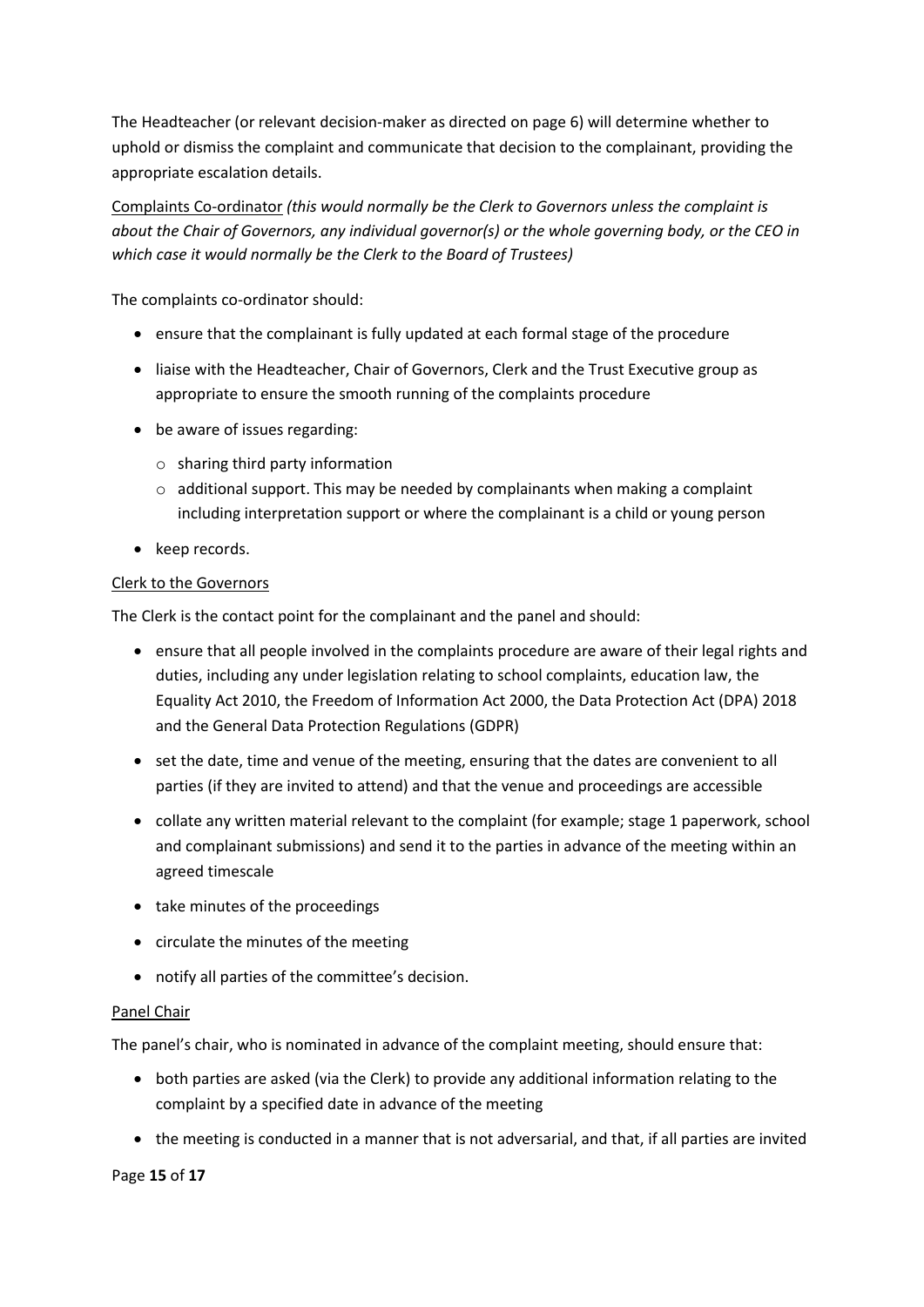The Headteacher (or relevant decision-maker as directed on page 6) will determine whether to uphold or dismiss the complaint and communicate that decision to the complainant, providing the appropriate escalation details.

Complaints Co-ordinator *(this would normally be the Clerk to Governors unless the complaint is about the Chair of Governors, any individual governor(s) or the whole governing body, or the CEO in which case it would normally be the Clerk to the Board of Trustees)*

The complaints co-ordinator should:

- ensure that the complainant is fully updated at each formal stage of the procedure
- liaise with the Headteacher, Chair of Governors, Clerk and the Trust Executive group as appropriate to ensure the smooth running of the complaints procedure
- be aware of issues regarding:
    - sharing third party information
    - additional support. This may be needed by complainants when making a complaint including interpretation support or where the complainant is a child or young person
- keep records.

Clerk to the Governors

The Clerk is the contact point for the complainant and the panel and should:

- ensure that all people involved in the complaints procedure are aware of their legal rights and duties, including any under legislation relating to school complaints, education law, the Equality Act 2010, the Freedom of Information Act 2000, the Data Protection Act (DPA) 2018 and the General Data Protection Regulations (GDPR)
- set the date, time and venue of the meeting, ensuring that the dates are convenient to all parties (if they are invited to attend) and that the venue and proceedings are accessible
- collate any written material relevant to the complaint (for example; stage 1 paperwork, school and complainant submissions) and send it to the parties in advance of the meeting within an agreed timescale
- take minutes of the proceedings
- circulate the minutes of the meeting
- notify all parties of the committee's decision.

Panel Chair

The panel's chair, who is nominated in advance of the complaint meeting, should ensure that:

- both parties are asked (via the Clerk) to provide any additional information relating to the complaint by a specified date in advance of the meeting
- the meeting is conducted in a manner that is not adversarial, and that, if all parties are invited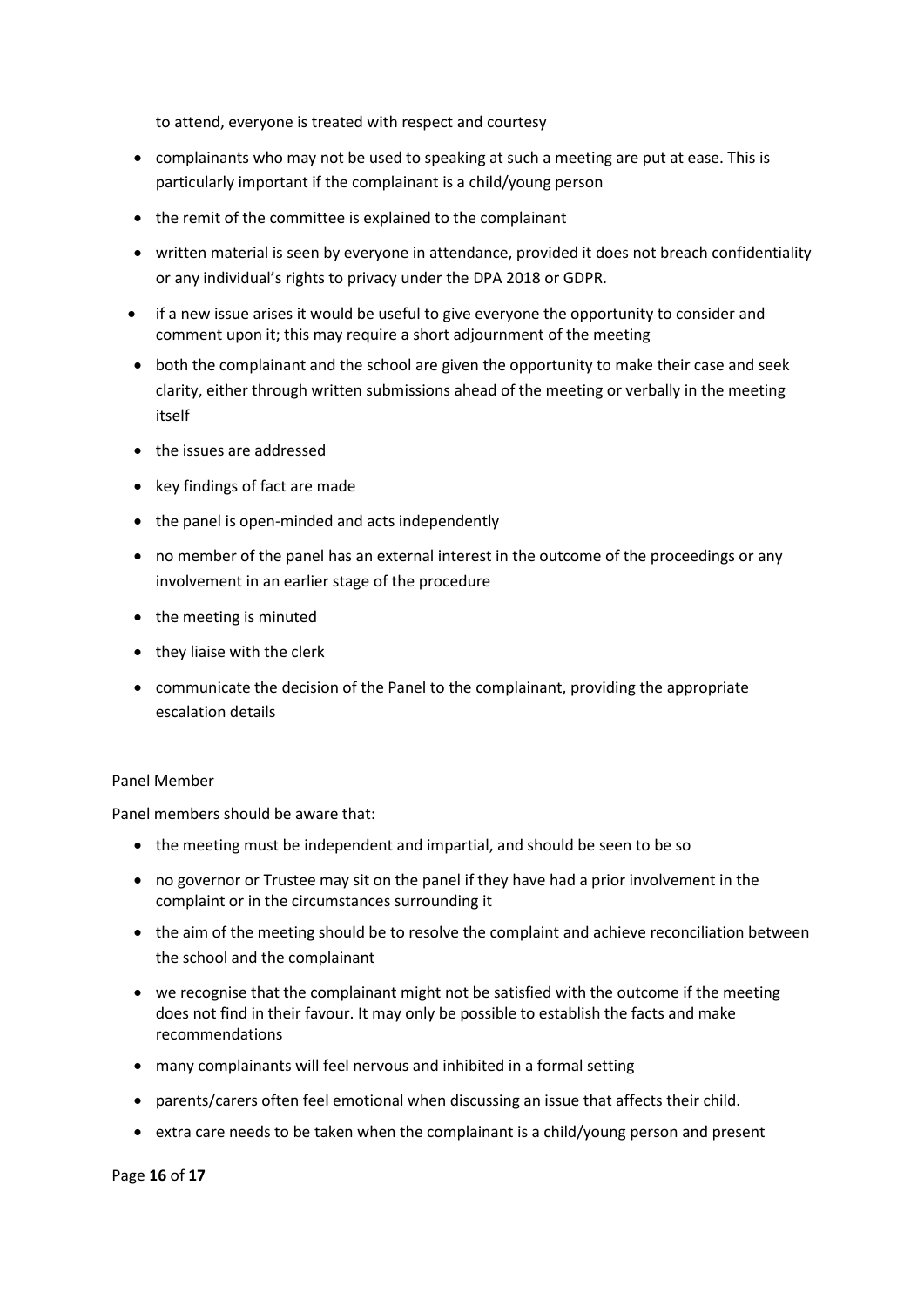to attend, everyone is treated with respect and courtesy

- complainants who may not be used to speaking at such a meeting are put at ease. This is particularly important if the complainant is a child/young person
- the remit of the committee is explained to the complainant
- written material is seen by everyone in attendance, provided it does not breach confidentiality or any individual's rights to privacy under the DPA 2018 or GDPR.
- if a new issue arises it would be useful to give everyone the opportunity to consider and comment upon it; this may require a short adjournment of the meeting
- both the complainant and the school are given the opportunity to make their case and seek clarity, either through written submissions ahead of the meeting or verbally in the meeting itself
- the issues are addressed
- key findings of fact are made
- the panel is open-minded and acts independently
- no member of the panel has an external interest in the outcome of the proceedings or any involvement in an earlier stage of the procedure
- the meeting is minuted
- they liaise with the clerk
- communicate the decision of the Panel to the complainant, providing the appropriate escalation details

<u>Panel Member</u>

Panel members should be aware that:

- the meeting must be independent and impartial, and should be seen to be so
- no governor or Trustee may sit on the panel if they have had a prior involvement in the complaint or in the circumstances surrounding it
- the aim of the meeting should be to resolve the complaint and achieve reconciliation between the school and the complainant
- we recognise that the complainant might not be satisfied with the outcome if the meeting does not find in their favour. It may only be possible to establish the facts and make recommendations
- many complainants will feel nervous and inhibited in a formal setting
- parents/carers often feel emotional when discussing an issue that affects their child.
- extra care needs to be taken when the complainant is a child/young person and present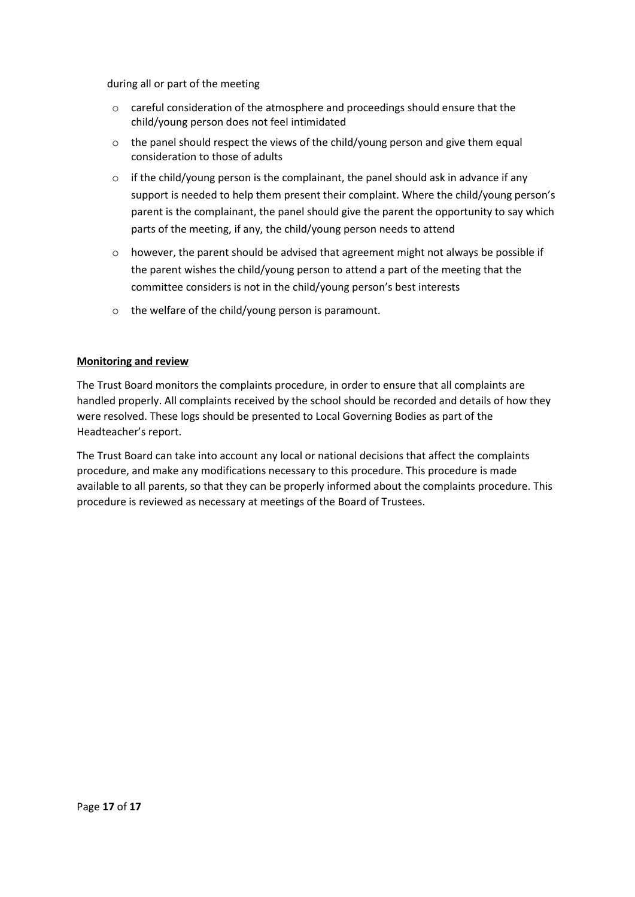during all or part of the meeting

- careful consideration of the atmosphere and proceedings should ensure that the child/young person does not feel intimidated
- the panel should respect the views of the child/young person and give them equal consideration to those of adults
- if the child/young person is the complainant, the panel should ask in advance if any support is needed to help them present their complaint. Where the child/young person's parent is the complainant, the panel should give the parent the opportunity to say which parts of the meeting, if any, the child/young person needs to attend
- however, the parent should be advised that agreement might not always be possible if the parent wishes the child/young person to attend a part of the meeting that the committee considers is not in the child/young person's best interests
- the welfare of the child/young person is paramount.

**Monitoring and review**

The Trust Board monitors the complaints procedure, in order to ensure that all complaints are handled properly. All complaints received by the school should be recorded and details of how they were resolved. These logs should be presented to Local Governing Bodies as part of the Headteacher's report.

The Trust Board can take into account any local or national decisions that affect the complaints procedure, and make any modifications necessary to this procedure. This procedure is made available to all parents, so that they can be properly informed about the complaints procedure. This procedure is reviewed as necessary at meetings of the Board of Trustees.